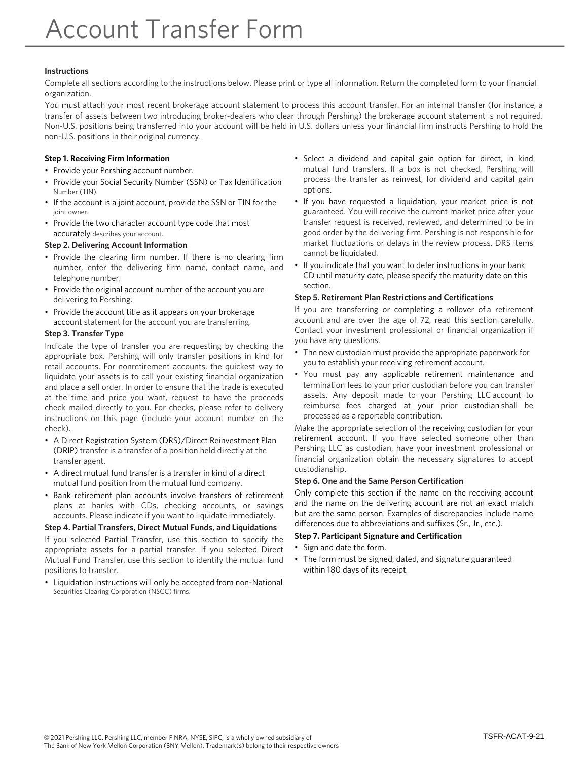# Account Transfer Form

**Instructions**

Complete all sections according to the instructions below. Please print or type all information. Return the completed form to your financial organization.

You must attach your most recent brokerage account statement to process this account transfer. For an internal transfer (for instance, a transfer of assets between two introducing broker-dealers who clear through Pershing) the brokerage account statement is not required. Non-U.S. positions being transferred into your account will be held in U.S. dollars unless your financial firm instructs Pershing to hold the non-U.S. positions in their original currency.

**Step 1. Receiving Firm Information**

- Provide your Pershing account number.
- Provide your Social Security Number (SSN) or Tax Identification Number (TIN).
- If the account is a joint account, provide the SSN or TIN for the joint owner.
- Provide the two character account type code that most accurately describes your account.

**Step 2. Delivering Account Information**

- Provide the clearing firm number. If there is no clearing firm number, enter the delivering firm name, contact name, and telephone number.
- Provide the original account number of the account you are delivering to Pershing.
- Provide the account title as it appears on your brokerage account statement for the account you are transferring.

**Step 3. Transfer Type**

Indicate the type of transfer you are requesting by checking the appropriate box. Pershing will only transfer positions in kind for retail accounts. For nonretirement accounts, the quickest way to liquidate your assets is to call your existing financial organization and place a sell order. In order to ensure that the trade is executed at the time and price you want, request to have the proceeds check mailed directly to you. For checks, please refer to delivery instructions on this page (include your account number on the check).

- A Direct Registration System (DRS)/Direct Reinvestment Plan (DRIP) transfer is a transfer of a position held directly at the transfer agent.
- A direct mutual fund transfer is a transfer in kind of a direct mutual fund position from the mutual fund company.
- Bank retirement plan accounts involve transfers of retirement plans at banks with CDs, checking accounts, or savings accounts. Please indicate if you want to liquidate immediately.

**Step 4. Partial Transfers, Direct Mutual Funds, and Liquidations**

If you selected Partial Transfer, use this section to specify the appropriate assets for a partial transfer. If you selected Direct Mutual Fund Transfer, use this section to identify the mutual fund positions to transfer.

- Liquidation instructions will only be accepted from non-National Securities Clearing Corporation (NSCC) firms.
- Select a dividend and capital gain option for direct, in kind mutual fund transfers. If a box is not checked, Pershing will process the transfer as reinvest, for dividend and capital gain options.
- If you have requested a liquidation, your market price is not guaranteed. You will receive the current market price after your transfer request is received, reviewed, and determined to be in good order by the delivering firm. Pershing is not responsible for market fluctuations or delays in the review process. DRS items cannot be liquidated.
- If you indicate that you want to defer instructions in your bank CD until maturity date, please specify the maturity date on this section.

**Step 5. Retirement Plan Restrictions and Certifications**

If you are transferring or completing a rollover of a retirement account and are over the age of 72, read this section carefully. Contact your investment professional or financial organization if you have any questions.

- The new custodian must provide the appropriate paperwork for you to establish your receiving retirement account.
- You must pay any applicable retirement maintenance and termination fees to your prior custodian before you can transfer assets. Any deposit made to your Pershing LLC account to reimburse fees charged at your prior custodian shall be processed as a reportable contribution.

Make the appropriate selection of the receiving custodian for your retirement account. If you have selected someone other than Pershing LLC as custodian, have your investment professional or financial organization obtain the necessary signatures to accept custodianship.

**Step 6. One and the Same Person Certification**

Only complete this section if the name on the receiving account and the name on the delivering account are not an exact match but are the same person. Examples of discrepancies include name differences due to abbreviations and suffixes (Sr., Jr., etc.).

**Step 7. Participant Signature and Certification**

- Sign and date the form.
- The form must be signed, dated, and signature guaranteed within 180 days of its receipt.

© 2021 Pershing LLC. Pershing LLC, member FINRA, NYSE, SIPC, is a wholly owned subsidiary of The Bank of New York Mellon Corporation (BNY Mellon). Trademark(s) belong to their respective owners

TSFR-ACAT-9-21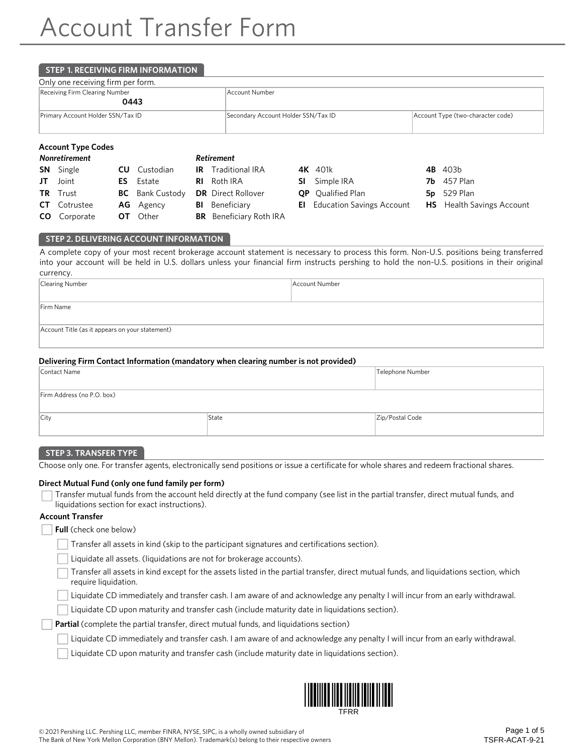# Account Transfer Form

## STEP 1. RECEIVING FIRM INFORMATION

Only one receiving firm per form.

| Receiving Firm Clearing Number | Account Number | |
|---|---|---|
| 0443 | | |
| Primary Account Holder SSN/Tax ID | Secondary Account Holder SSN/Tax ID | Account Type (two-character code) |
| | | |

**Account Type Codes**

| *Nonretirement* | | *Retirement* | | |
|---|---|---|---|---|
| **SN** Single | **CU** Custodian | **IR** Traditional IRA | **4K** 401k | **4B** 403b |
| **JT** Joint | **ES** Estate | **RI** Roth IRA | **SI** Simple IRA | **7b** 457 Plan |
| **TR** Trust | **BC** Bank Custody | **DR** Direct Rollover | **QP** Qualified Plan | **5p** 529 Plan |
| **CT** Cotrustee | **AG** Agency | **BI** Beneficiary | **EI** Education Savings Account | **HS** Health Savings Account |
| **CO** Corporate | **OT** Other | **BR** Beneficiary Roth IRA | | |

## STEP 2. DELIVERING ACCOUNT INFORMATION

A complete copy of your most recent brokerage account statement is necessary to process this form. Non-U.S. positions being transferred into your account will be held in U.S. dollars unless your financial firm instructs pershing to hold the non-U.S. positions in their original currency.

| Clearing Number | Account Number |
|---|---|
| | |
| Firm Name | |
| | |
| Account Title (as it appears on your statement) | |
| | |

**Delivering Firm Contact Information (mandatory when clearing number is not provided)**

| Contact Name | | Telephone Number |
|---|---|---|
| | | |
| Firm Address (no P.O. box) | | |
| | | |
| City | State | Zip/Postal Code |
| | | |

## STEP 3. TRANSFER TYPE

Choose only one. For transfer agents, electronically send positions or issue a certificate for whole shares and redeem fractional shares.

**Direct Mutual Fund (only one fund family per form)**

- ☐ Transfer mutual funds from the account held directly at the fund company (see list in the partial transfer, direct mutual funds, and liquidations section for exact instructions).

**Account Transfer**

- ☐ **Full** (check one below)
  - ☐ Transfer all assets in kind (skip to the participant signatures and certifications section).
  - ☐ Liquidate all assets. (liquidations are not for brokerage accounts).
  - ☐ Transfer all assets in kind except for the assets listed in the partial transfer, direct mutual funds, and liquidations section, which require liquidation.
  - ☐ Liquidate CD immediately and transfer cash. I am aware of and acknowledge any penalty I will incur from an early withdrawal.
  - ☐ Liquidate CD upon maturity and transfer cash (include maturity date in liquidations section).
- ☐ **Partial** (complete the partial transfer, direct mutual funds, and liquidations section)
  - ☐ Liquidate CD immediately and transfer cash. I am aware of and acknowledge any penalty I will incur from an early withdrawal.
  - ☐ Liquidate CD upon maturity and transfer cash (include maturity date in liquidations section).

TFRR

© 2021 Pershing LLC. Pershing LLC, member FINRA, NYSE, SIPC, is a wholly owned subsidiary of The Bank of New York Mellon Corporation (BNY Mellon). Trademark(s) belong to their respective owners

TSFR-ACAT-9-21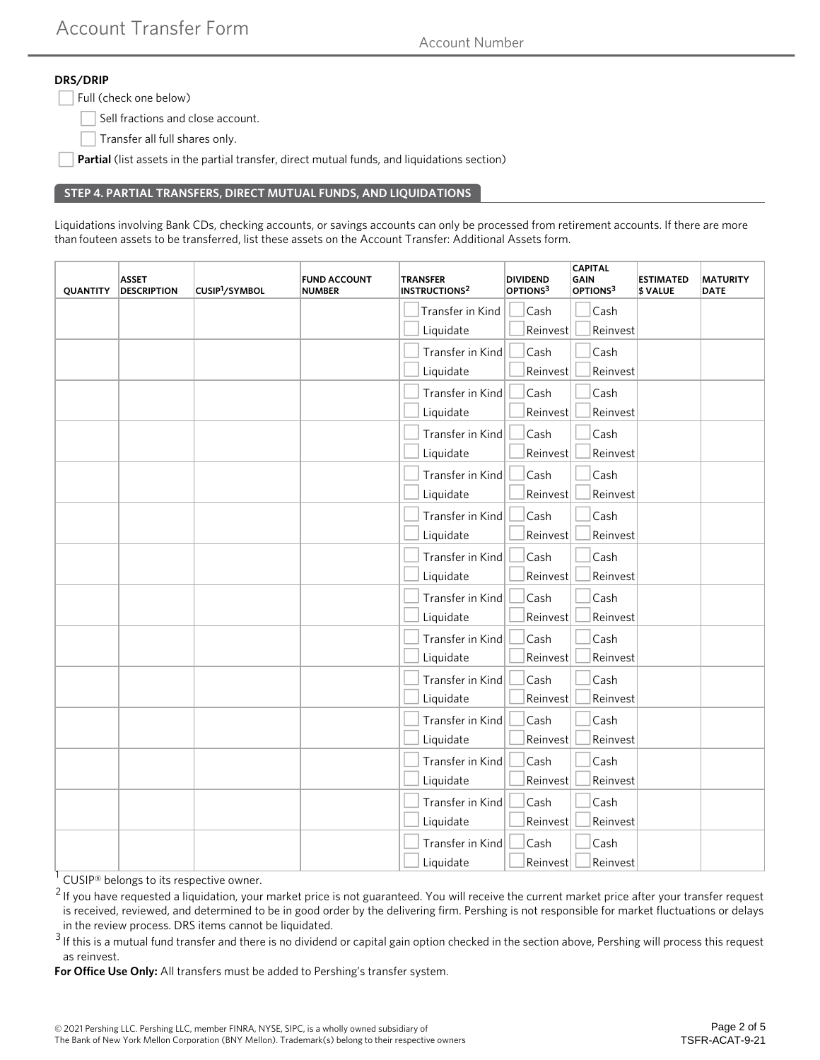Account Transfer Form

Account Number

**DRS/DRIP**

☐ Full (check one below)

☐ Sell fractions and close account.

☐ Transfer all full shares only.

☐ **Partial** (list assets in the partial transfer, direct mutual funds, and liquidations section)

## STEP 4. PARTIAL TRANSFERS, DIRECT MUTUAL FUNDS, AND LIQUIDATIONS

Liquidations involving Bank CDs, checking accounts, or savings accounts can only be processed from retirement accounts. If there are more than fouteen assets to be transferred, list these assets on the Account Transfer: Additional Assets form.

| QUANTITY | ASSET DESCRIPTION | CUSIP[1]/SYMBOL | FUND ACCOUNT NUMBER | TRANSFER INSTRUCTIONS[2] | DIVIDEND OPTIONS[3] | CAPITAL GAIN OPTIONS[3] | ESTIMATED $ VALUE | MATURITY DATE |
|---|---|---|---|---|---|---|---|---|
| | | | | ☐ Transfer in Kind ☐ Liquidate | ☐ Cash ☐ Reinvest | ☐ Cash ☐ Reinvest | | |
| | | | | ☐ Transfer in Kind ☐ Liquidate | ☐ Cash ☐ Reinvest | ☐ Cash ☐ Reinvest | | |
| | | | | ☐ Transfer in Kind ☐ Liquidate | ☐ Cash ☐ Reinvest | ☐ Cash ☐ Reinvest | | |
| | | | | ☐ Transfer in Kind ☐ Liquidate | ☐ Cash ☐ Reinvest | ☐ Cash ☐ Reinvest | | |
| | | | | ☐ Transfer in Kind ☐ Liquidate | ☐ Cash ☐ Reinvest | ☐ Cash ☐ Reinvest | | |
| | | | | ☐ Transfer in Kind ☐ Liquidate | ☐ Cash ☐ Reinvest | ☐ Cash ☐ Reinvest | | |
| | | | | ☐ Transfer in Kind ☐ Liquidate | ☐ Cash ☐ Reinvest | ☐ Cash ☐ Reinvest | | |
| | | | | ☐ Transfer in Kind ☐ Liquidate | ☐ Cash ☐ Reinvest | ☐ Cash ☐ Reinvest | | |
| | | | | ☐ Transfer in Kind ☐ Liquidate | ☐ Cash ☐ Reinvest | ☐ Cash ☐ Reinvest | | |
| | | | | ☐ Transfer in Kind ☐ Liquidate | ☐ Cash ☐ Reinvest | ☐ Cash ☐ Reinvest | | |
| | | | | ☐ Transfer in Kind ☐ Liquidate | ☐ Cash ☐ Reinvest | ☐ Cash ☐ Reinvest | | |
| | | | | ☐ Transfer in Kind ☐ Liquidate | ☐ Cash ☐ Reinvest | ☐ Cash ☐ Reinvest | | |
| | | | | ☐ Transfer in Kind ☐ Liquidate | ☐ Cash ☐ Reinvest | ☐ Cash ☐ Reinvest | | |
| | | | | ☐ Transfer in Kind ☐ Liquidate | ☐ Cash ☐ Reinvest | ☐ Cash ☐ Reinvest | | |

[1] CUSIP® belongs to its respective owner.

[2] If you have requested a liquidation, your market price is not guaranteed. You will receive the current market price after your transfer request is received, reviewed, and determined to be in good order by the delivering firm. Pershing is not responsible for market fluctuations or delays in the review process. DRS items cannot be liquidated.

[3] If this is a mutual fund transfer and there is no dividend or capital gain option checked in the section above, Pershing will process this request as reinvest.

**For Office Use Only:** All transfers must be added to Pershing's transfer system.

© 2021 Pershing LLC. Pershing LLC, member FINRA, NYSE, SIPC, is a wholly owned subsidiary of The Bank of New York Mellon Corporation (BNY Mellon). Trademark(s) belong to their respective owners

TSFR-ACAT-9-21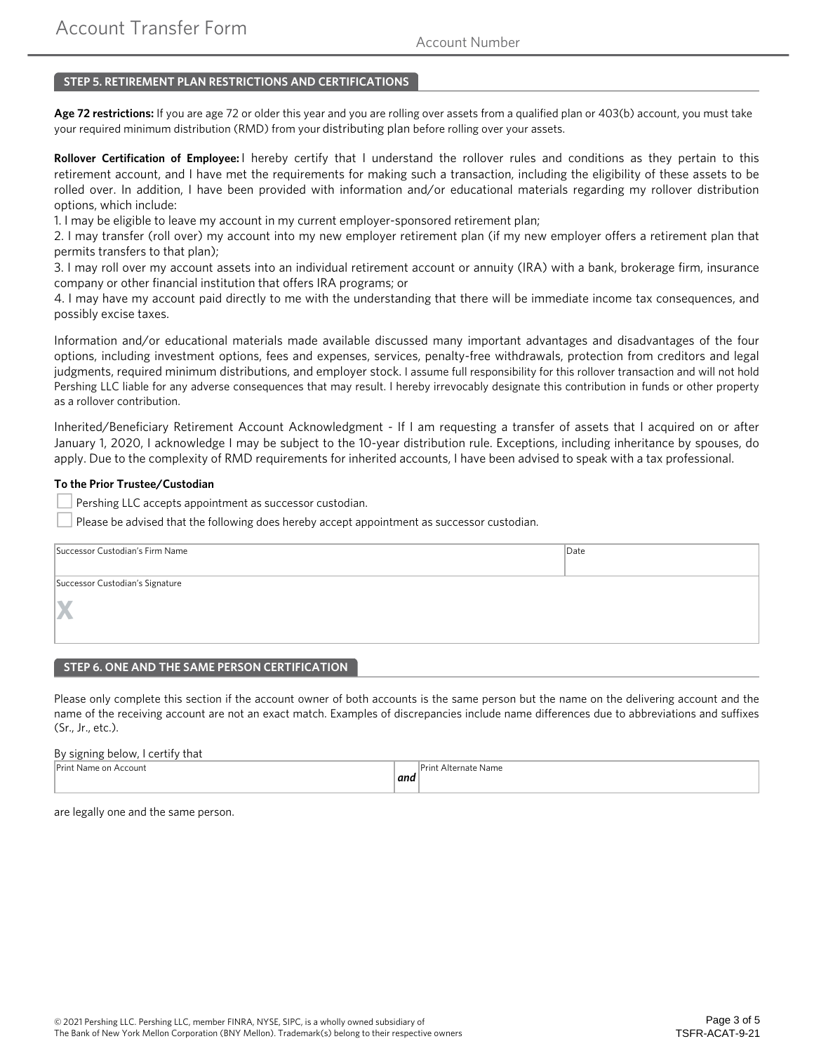## STEP 5. RETIREMENT PLAN RESTRICTIONS AND CERTIFICATIONS

**Age 72 restrictions:** If you are age 72 or older this year and you are rolling over assets from a qualified plan or 403(b) account, you must take your required minimum distribution (RMD) from your distributing plan before rolling over your assets.

**Rollover Certification of Employee:** I hereby certify that I understand the rollover rules and conditions as they pertain to this retirement account, and I have met the requirements for making such a transaction, including the eligibility of these assets to be rolled over. In addition, I have been provided with information and/or educational materials regarding my rollover distribution options, which include:

1. I may be eligible to leave my account in my current employer-sponsored retirement plan;
2. I may transfer (roll over) my account into my new employer retirement plan (if my new employer offers a retirement plan that permits transfers to that plan);
3. I may roll over my account assets into an individual retirement account or annuity (IRA) with a bank, brokerage firm, insurance company or other financial institution that offers IRA programs; or
4. I may have my account paid directly to me with the understanding that there will be immediate income tax consequences, and possibly excise taxes.

Information and/or educational materials made available discussed many important advantages and disadvantages of the four options, including investment options, fees and expenses, services, penalty-free withdrawals, protection from creditors and legal judgments, required minimum distributions, and employer stock. I assume full responsibility for this rollover transaction and will not hold Pershing LLC liable for any adverse consequences that may result. I hereby irrevocably designate this contribution in funds or other property as a rollover contribution.

Inherited/Beneficiary Retirement Account Acknowledgment - If I am requesting a transfer of assets that I acquired on or after January 1, 2020, I acknowledge I may be subject to the 10-year distribution rule. Exceptions, including inheritance by spouses, do apply. Due to the complexity of RMD requirements for inherited accounts, I have been advised to speak with a tax professional.

**To the Prior Trustee/Custodian**

☐ Pershing LLC accepts appointment as successor custodian.

☐ Please be advised that the following does hereby accept appointment as successor custodian.

| Successor Custodian's Firm Name | Date |
|---|---|
| | |

| Successor Custodian's Signature |
|---|
| X |

## STEP 6. ONE AND THE SAME PERSON CERTIFICATION

Please only complete this section if the account owner of both accounts is the same person but the name on the delivering account and the name of the receiving account are not an exact match. Examples of discrepancies include name differences due to abbreviations and suffixes (Sr., Jr., etc.).

By signing below, I certify that

| Print Name on Account | | Print Alternate Name |
|---|---|---|
| | ***and*** | |

are legally one and the same person.

© 2021 Pershing LLC. Pershing LLC, member FINRA, NYSE, SIPC, is a wholly owned subsidiary of The Bank of New York Mellon Corporation (BNY Mellon). Trademark(s) belong to their respective owners

TSFR-ACAT-9-21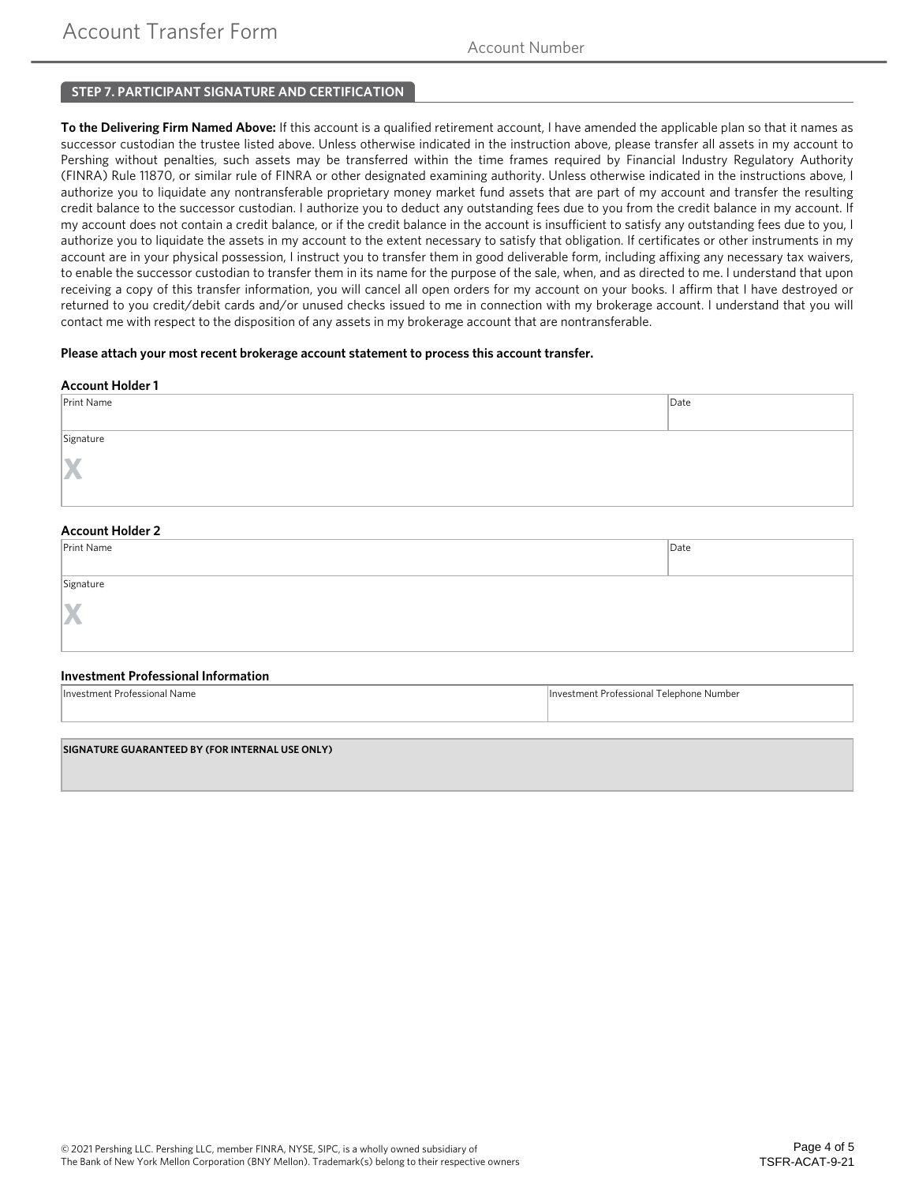Account Number

## STEP 7. PARTICIPANT SIGNATURE AND CERTIFICATION

**To the Delivering Firm Named Above:** If this account is a qualified retirement account, I have amended the applicable plan so that it names as successor custodian the trustee listed above. Unless otherwise indicated in the instruction above, please transfer all assets in my account to Pershing without penalties, such assets may be transferred within the time frames required by Financial Industry Regulatory Authority (FINRA) Rule 11870, or similar rule of FINRA or other designated examining authority. Unless otherwise indicated in the instructions above, I authorize you to liquidate any nontransferable proprietary money market fund assets that are part of my account and transfer the resulting credit balance to the successor custodian. I authorize you to deduct any outstanding fees due to you from the credit balance in my account. If my account does not contain a credit balance, or if the credit balance in the account is insufficient to satisfy any outstanding fees due to you, I authorize you to liquidate the assets in my account to the extent necessary to satisfy that obligation. If certificates or other instruments in my account are in your physical possession, I instruct you to transfer them in good deliverable form, including affixing any necessary tax waivers, to enable the successor custodian to transfer them in its name for the purpose of the sale, when, and as directed to me. I understand that upon receiving a copy of this transfer information, you will cancel all open orders for my account on your books. I affirm that I have destroyed or returned to you credit/debit cards and/or unused checks issued to me in connection with my brokerage account. I understand that you will contact me with respect to the disposition of any assets in my brokerage account that are nontransferable.

**Please attach your most recent brokerage account statement to process this account transfer.**

**Account Holder 1**

| Print Name | Date |
|---|---|
| | |
| Signature X | |

**Account Holder 2**

| Print Name | Date |
|---|---|
| | |
| Signature X | |

**Investment Professional Information**

| Investment Professional Name | Investment Professional Telephone Number |
|---|---|
| | |

**SIGNATURE GUARANTEED BY (FOR INTERNAL USE ONLY)**

© 2021 Pershing LLC. Pershing LLC, member FINRA, NYSE, SIPC, is a wholly owned subsidiary of The Bank of New York Mellon Corporation (BNY Mellon). Trademark(s) belong to their respective owners

TSFR-ACAT-9-21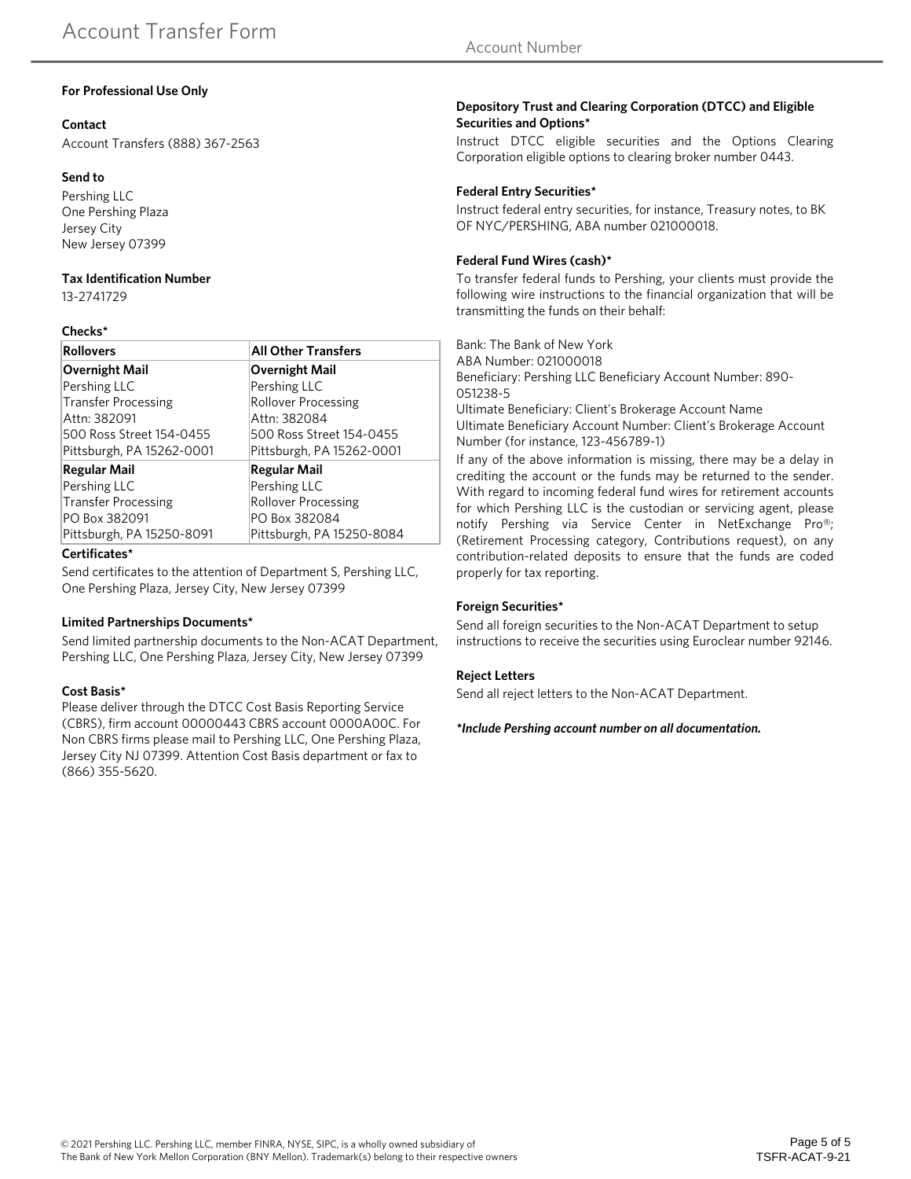# Account Transfer Form

Account Number

**For Professional Use Only**

**Contact**

Account Transfers (888) 367-2563

**Send to**

Pershing LLC
One Pershing Plaza
Jersey City
New Jersey 07399

**Tax Identification Number**

13-2741729

**Checks***

| Rollovers | All Other Transfers |
|---|---|
| **Overnight Mail** | **Overnight Mail** |
| Pershing LLC | Pershing LLC |
| Transfer Processing | Rollover Processing |
| Attn: 382091 | Attn: 382084 |
| 500 Ross Street 154-0455 | 500 Ross Street 154-0455 |
| Pittsburgh, PA 15262-0001 | Pittsburgh, PA 15262-0001 |
| **Regular Mail** | **Regular Mail** |
| Pershing LLC | Pershing LLC |
| Transfer Processing | Rollover Processing |
| PO Box 382091 | PO Box 382084 |
| Pittsburgh, PA 15250-8091 | Pittsburgh, PA 15250-8084 |

**Certificates***

Send certificates to the attention of Department S, Pershing LLC, One Pershing Plaza, Jersey City, New Jersey 07399

**Limited Partnerships Documents***

Send limited partnership documents to the Non-ACAT Department, Pershing LLC, One Pershing Plaza, Jersey City, New Jersey 07399

**Cost Basis***

Please deliver through the DTCC Cost Basis Reporting Service (CBRS), firm account 00000443 CBRS account 0000A00C. For Non CBRS firms please mail to Pershing LLC, One Pershing Plaza, Jersey City NJ 07399. Attention Cost Basis department or fax to (866) 355-5620.

**Depository Trust and Clearing Corporation (DTCC) and Eligible Securities and Options***

Instruct DTCC eligible securities and the Options Clearing Corporation eligible options to clearing broker number 0443.

**Federal Entry Securities***

Instruct federal entry securities, for instance, Treasury notes, to BK OF NYC/PERSHING, ABA number 021000018.

**Federal Fund Wires (cash)***

To transfer federal funds to Pershing, your clients must provide the following wire instructions to the financial organization that will be transmitting the funds on their behalf:

Bank: The Bank of New York
ABA Number: 021000018
Beneficiary: Pershing LLC Beneficiary Account Number: 890-051238-5
Ultimate Beneficiary: Client's Brokerage Account Name
Ultimate Beneficiary Account Number: Client's Brokerage Account Number (for instance, 123-456789-1)

If any of the above information is missing, there may be a delay in crediting the account or the funds may be returned to the sender. With regard to incoming federal fund wires for retirement accounts for which Pershing LLC is the custodian or servicing agent, please notify Pershing via Service Center in NetExchange Pro®; (Retirement Processing category, Contributions request), on any contribution-related deposits to ensure that the funds are coded properly for tax reporting.

**Foreign Securities***

Send all foreign securities to the Non-ACAT Department to setup instructions to receive the securities using Euroclear number 92146.

**Reject Letters**

Send all reject letters to the Non-ACAT Department.

***Include Pershing account number on all documentation.***

© 2021 Pershing LLC. Pershing LLC, member FINRA, NYSE, SIPC, is a wholly owned subsidiary of The Bank of New York Mellon Corporation (BNY Mellon). Trademark(s) belong to their respective owners

TSFR-ACAT-9-21